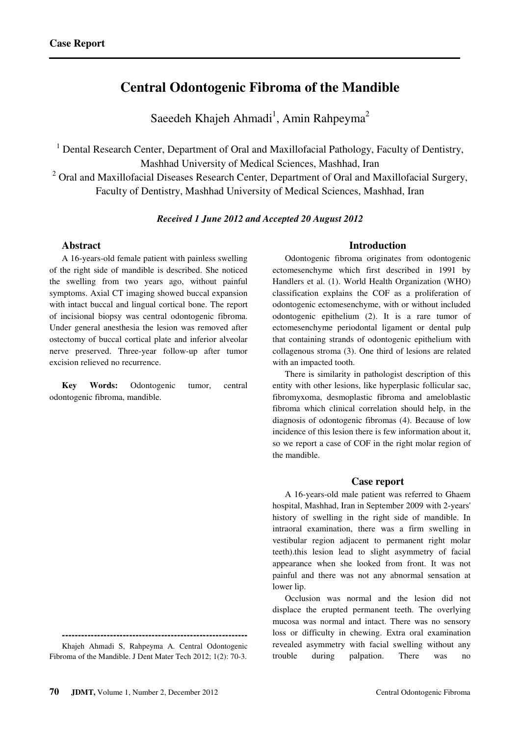**Case Report**

# Central Odontogenic Fibroma of the Mandible

Saeedeh Khajeh Ahmadi[1], Amin Rahpeyma[2]

[1] Dental Research Center, Department of Oral and Maxillofacial Pathology, Faculty of Dentistry, Mashhad University of Medical Sciences, Mashhad, Iran

[2] Oral and Maxillofacial Diseases Research Center, Department of Oral and Maxillofacial Surgery, Faculty of Dentistry, Mashhad University of Medical Sciences, Mashhad, Iran

***Received 1 June 2012 and Accepted 20 August 2012***

## Abstract

A 16-years-old female patient with painless swelling of the right side of mandible is described. She noticed the swelling from two years ago, without painful symptoms. Axial CT imaging showed buccal expansion with intact buccal and lingual cortical bone. The report of incisional biopsy was central odontogenic fibroma. Under general anesthesia the lesion was removed after ostectomy of buccal cortical plate and inferior alveolar nerve preserved. Three-year follow-up after tumor excision relieved no recurrence.

**Key Words:** Odontogenic tumor, central odontogenic fibroma, mandible.

---

Khajeh Ahmadi S, Rahpeyma A. Central Odontogenic Fibroma of the Mandible. J Dent Mater Tech 2012; 1(2): 70-3.

## Introduction

Odontogenic fibroma originates from odontogenic ectomesenchyme which first described in 1991 by Handlers et al. (1). World Health Organization (WHO) classification explains the COF as a proliferation of odontogenic ectomesenchyme, with or without included odontogenic epithelium (2). It is a rare tumor of ectomesenchyme periodontal ligament or dental pulp that containing strands of odontogenic epithelium with collagenous stroma (3). One third of lesions are related with an impacted tooth.

There is similarity in pathologist description of this entity with other lesions, like hyperplasic follicular sac, fibromyxoma, desmoplastic fibroma and ameloblastic fibroma which clinical correlation should help, in the diagnosis of odontogenic fibromas (4). Because of low incidence of this lesion there is few information about it, so we report a case of COF in the right molar region of the mandible.

## Case report

A 16-years-old male patient was referred to Ghaem hospital, Mashhad, Iran in September 2009 with 2-years' history of swelling in the right side of mandible. In intraoral examination, there was a firm swelling in vestibular region adjacent to permanent right molar teeth).this lesion lead to slight asymmetry of facial appearance when she looked from front. It was not painful and there was not any abnormal sensation at lower lip.

Occlusion was normal and the lesion did not displace the erupted permanent teeth. The overlying mucosa was normal and intact. There was no sensory loss or difficulty in chewing. Extra oral examination revealed asymmetry with facial swelling without any trouble during palpation. There was no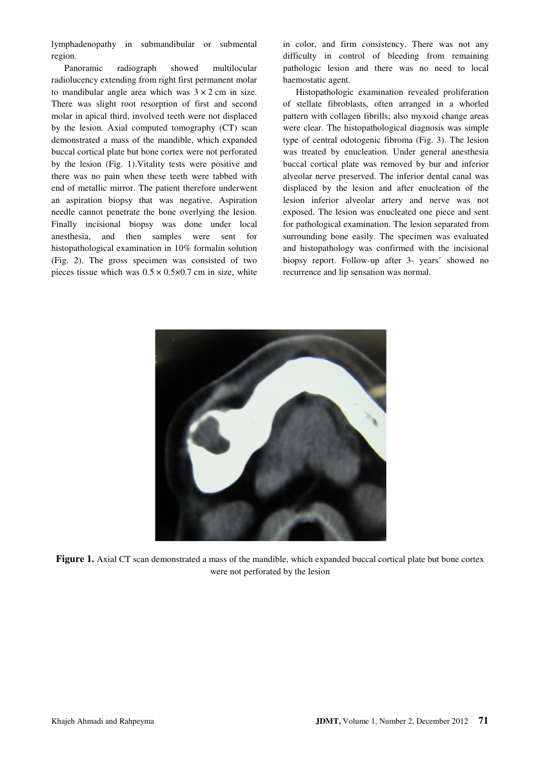lymphadenopathy in submandibular or submental region.

Panoramic radiograph showed multilocular radiolucency extending from right first permanent molar to mandibular angle area which was 3 × 2 cm in size. There was slight root resorption of first and second molar in apical third, involved teeth were not displaced by the lesion. Axial computed tomography (CT) scan demonstrated a mass of the mandible, which expanded buccal cortical plate but bone cortex were not perforated by the lesion (Fig. 1).Vitality tests were positive and there was no pain when these teeth were tabbed with end of metallic mirror. The patient therefore underwent an aspiration biopsy that was negative. Aspiration needle cannot penetrate the bone overlying the lesion. Finally incisional biopsy was done under local anesthesia, and then samples were sent for histopathological examination in 10% formalin solution (Fig. 2). The gross specimen was consisted of two pieces tissue which was 0.5 × 0.5×0.7 cm in size, white in color, and firm consistency. There was not any difficulty in control of bleeding from remaining pathologic lesion and there was no need to local haemostatic agent.

Histopathologic examination revealed proliferation of stellate fibroblasts, often arranged in a whorled pattern with collagen fibrills; also myxoid change areas were clear. The histopathological diagnosis was simple type of central odotogenic fibroma (Fig. 3). The lesion was treated by enucleation. Under general anesthesia buccal cortical plate was removed by bur and inferior alveolar nerve preserved. The inferior dental canal was displaced by the lesion and after enucleation of the lesion inferior alveolar artery and nerve was not exposed. The lesion was enucleated one piece and sent for pathological examination. The lesion separated from surrounding bone easily. The specimen was evaluated and histopathology was confirmed with the incisional biopsy report. Follow-up after 3- years' showed no recurrence and lip sensation was normal.

**Figure 1.** Axial CT scan demonstrated a mass of the mandible, which expanded buccal cortical plate but bone cortex were not perforated by the lesion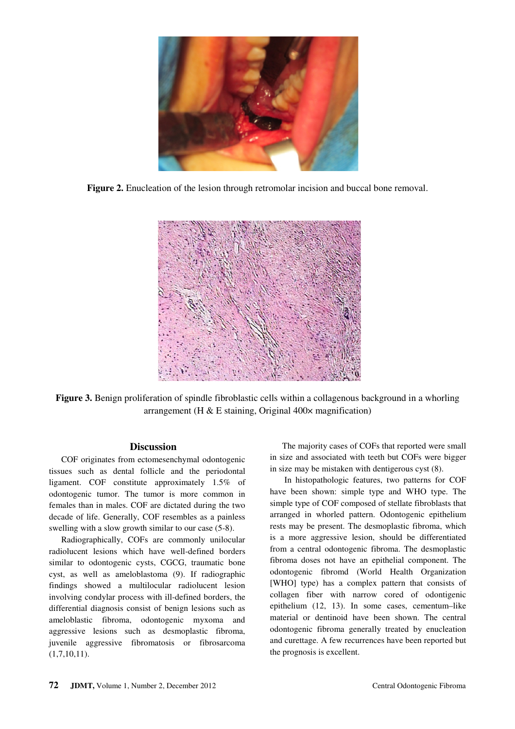Figure 2. Enucleation of the lesion through retromolar incision and buccal bone removal.

Figure 3. Benign proliferation of spindle fibroblastic cells within a collagenous background in a whorling arrangement (H & E staining, Original 400× magnification)

## Discussion

COF originates from ectomesenchymal odontogenic tissues such as dental follicle and the periodontal ligament. COF constitute approximately 1.5% of odontogenic tumor. The tumor is more common in females than in males. COF are dictated during the two decade of life. Generally, COF resembles as a painless swelling with a slow growth similar to our case (5-8).

Radiographically, COFs are commonly unilocular radiolucent lesions which have well-defined borders similar to odontogenic cysts, CGCG, traumatic bone cyst, as well as ameloblastoma (9). If radiographic findings showed a multilocular radiolucent lesion involving condylar process with ill-defined borders, the differential diagnosis consist of benign lesions such as ameloblastic fibroma, odontogenic myxoma and aggressive lesions such as desmoplastic fibroma, juvenile aggressive fibromatosis or fibrosarcoma (1,7,10,11).

The majority cases of COFs that reported were small in size and associated with teeth but COFs were bigger in size may be mistaken with dentigerous cyst (8).

In histopathologic features, two patterns for COF have been shown: simple type and WHO type. The simple type of COF composed of stellate fibroblasts that arranged in whorled pattern. Odontogenic epithelium rests may be present. The desmoplastic fibroma, which is a more aggressive lesion, should be differentiated from a central odontogenic fibroma. The desmoplastic fibroma doses not have an epithelial component. The odontogenic fibromd (World Health Organization [WHO] type) has a complex pattern that consists of collagen fiber with narrow cored of odontigenic epithelium (12, 13). In some cases, cementum–like material or dentinoid have been shown. The central odontogenic fibroma generally treated by enucleation and curettage. A few recurrences have been reported but the prognosis is excellent.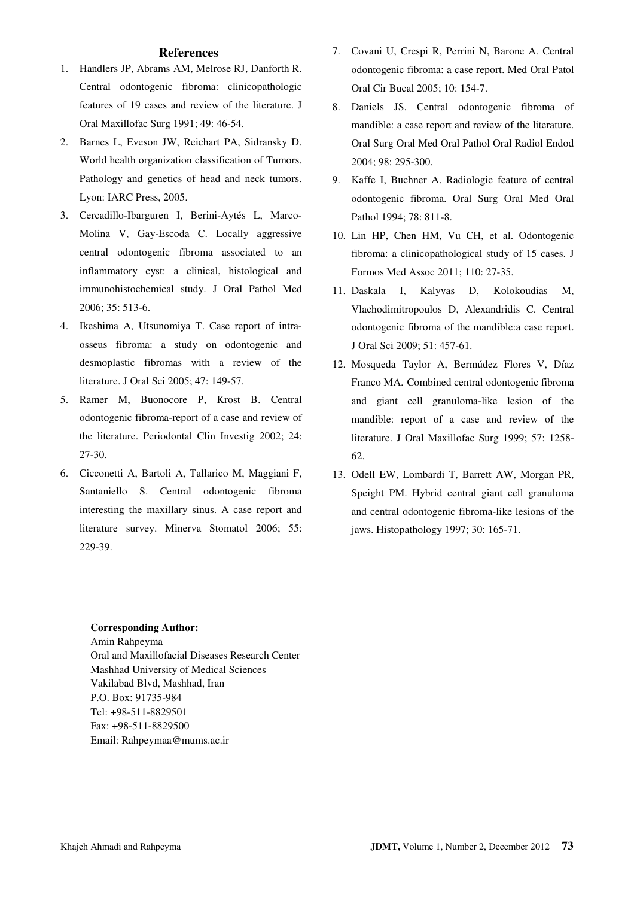## References

1. Handlers JP, Abrams AM, Melrose RJ, Danforth R. Central odontogenic fibroma: clinicopathologic features of 19 cases and review of the literature. J Oral Maxillofac Surg 1991; 49: 46-54.
2. Barnes L, Eveson JW, Reichart PA, Sidransky D. World health organization classification of Tumors. Pathology and genetics of head and neck tumors. Lyon: IARC Press, 2005.
3. Cercadillo-Ibarguren I, Berini-Aytés L, Marco-Molina V, Gay-Escoda C. Locally aggressive central odontogenic fibroma associated to an inflammatory cyst: a clinical, histological and immunohistochemical study. J Oral Pathol Med 2006; 35: 513-6.
4. Ikeshima A, Utsunomiya T. Case report of intra-osseus fibroma: a study on odontogenic and desmoplastic fibromas with a review of the literature. J Oral Sci 2005; 47: 149-57.
5. Ramer M, Buonocore P, Krost B. Central odontogenic fibroma-report of a case and review of the literature. Periodontal Clin Investig 2002; 24: 27-30.
6. Cicconetti A, Bartoli A, Tallarico M, Maggiani F, Santaniello S. Central odontogenic fibroma interesting the maxillary sinus. A case report and literature survey. Minerva Stomatol 2006; 55: 229-39.
7. Covani U, Crespi R, Perrini N, Barone A. Central odontogenic fibroma: a case report. Med Oral Patol Oral Cir Bucal 2005; 10: 154-7.
8. Daniels JS. Central odontogenic fibroma of mandible: a case report and review of the literature. Oral Surg Oral Med Oral Pathol Oral Radiol Endod 2004; 98: 295-300.
9. Kaffe I, Buchner A. Radiologic feature of central odontogenic fibroma. Oral Surg Oral Med Oral Pathol 1994; 78: 811-8.
10. Lin HP, Chen HM, Vu CH, et al. Odontogenic fibroma: a clinicopathological study of 15 cases. J Formos Med Assoc 2011; 110: 27-35.
11. Daskala I, Kalyvas D, Kolokoudias M, Vlachodimitropoulos D, Alexandridis C. Central odontogenic fibroma of the mandible:a case report. J Oral Sci 2009; 51: 457-61.
12. Mosqueda Taylor A, Bermúdez Flores V, Díaz Franco MA. Combined central odontogenic fibroma and giant cell granuloma-like lesion of the mandible: report of a case and review of the literature. J Oral Maxillofac Surg 1999; 57: 1258-62.
13. Odell EW, Lombardi T, Barrett AW, Morgan PR, Speight PM. Hybrid central giant cell granuloma and central odontogenic fibroma-like lesions of the jaws. Histopathology 1997; 30: 165-71.

**Corresponding Author:**
Amin Rahpeyma
Oral and Maxillofacial Diseases Research Center
Mashhad University of Medical Sciences
Vakilabad Blvd, Mashhad, Iran
P.O. Box: 91735-984
Tel: +98-511-8829501
Fax: +98-511-8829500
Email: Rahpeymaa@mums.ac.ir